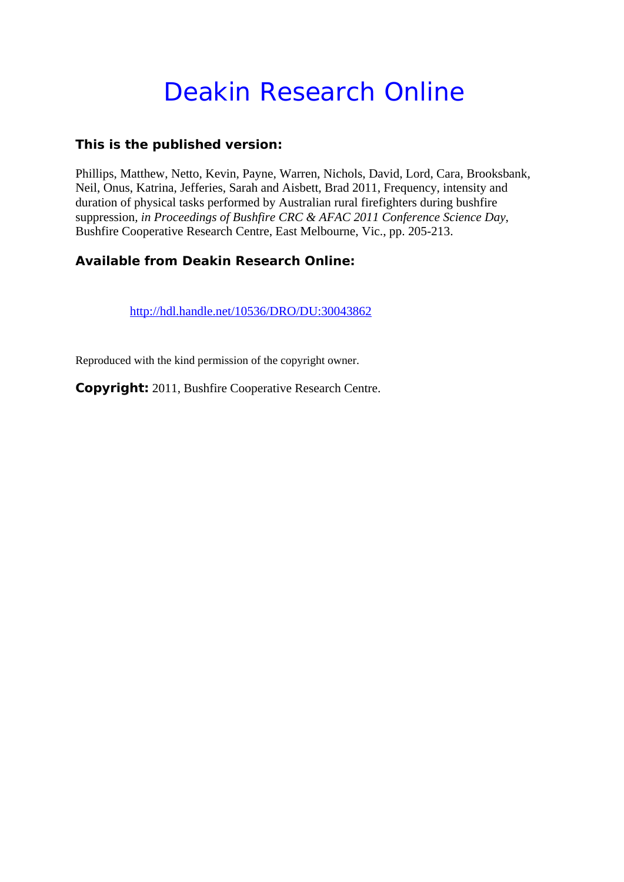# Deakin Research Online

### This is the published version:

Phillips, Matthew, Netto, Kevin, Payne, Warren, Nichols, David, Lord, Cara, Brooksbank, Neil, Onus, Katrina, Jefferies, Sarah and Aisbett, Brad 2011, Frequency, intensity and duration of physical tasks performed by Australian rural firefighters during bushfire suppression, *in Proceedings of Bushfire CRC & AFAC 2011 Conference Science Day*, Bushfire Cooperative Research Centre, East Melbourne, Vic., pp. 205-213.

### Available from Deakin Research Online:

http://hdl.handle.net/10536/DRO/DU:30043862

Reproduced with the kind permission of the copyright owner.

**Copyright:** 2011, Bushfire Cooperative Research Centre.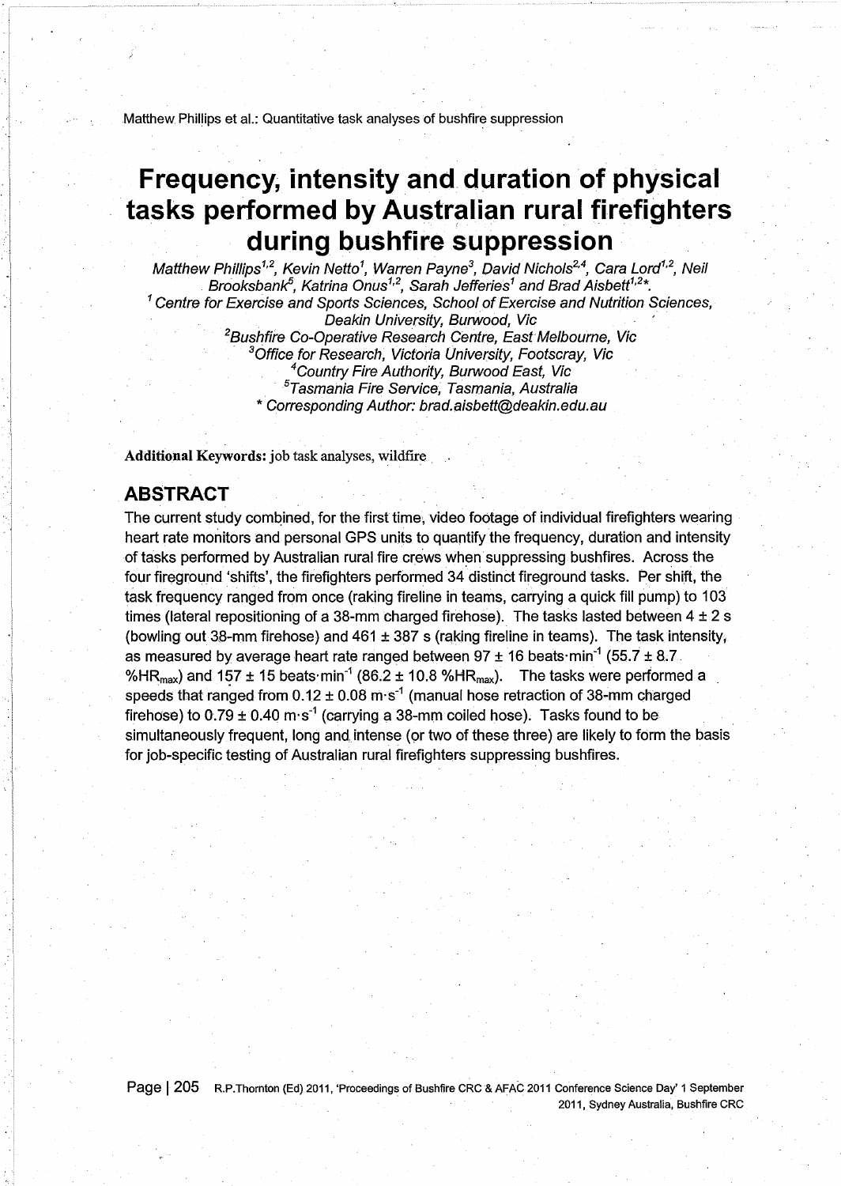# Frequency, intensity and duration of physical tasks performed by Australian rural firefighters during bushfire suppression

*Matthew Phillips[1,2], Kevin Netto[1], Warren Payne[3], David Nichols[2,4], Cara Lord[1,2], Neil Brooksbank[5], Katrina Onus[1,2], Sarah Jefferies[1] and Brad Aisbett[1,2]\*.*

*[1] Centre for Exercise and Sports Sciences, School of Exercise and Nutrition Sciences, Deakin University, Burwood, Vic*

*[2] Bushfire Co-Operative Research Centre, East Melbourne, Vic*

*[3] Office for Research, Victoria University, Footscray, Vic*

*[4] Country Fire Authority, Burwood East, Vic*

*[5] Tasmania Fire Service, Tasmania, Australia*

*\* Corresponding Author: brad.aisbett@deakin.edu.au*

**Additional Keywords:** job task analyses, wildfire

## ABSTRACT

The current study combined, for the first time, video footage of individual firefighters wearing heart rate monitors and personal GPS units to quantify the frequency, duration and intensity of tasks performed by Australian rural fire crews when suppressing bushfires. Across the four fireground 'shifts', the firefighters performed 34 distinct fireground tasks. Per shift, the task frequency ranged from once (raking fireline in teams, carrying a quick fill pump) to 103 times (lateral repositioning of a 38-mm charged firehose). The tasks lasted between $4 \pm 2$ s (bowling out 38-mm firehose) and $461 \pm 387$ s (raking fireline in teams). The task intensity, as measured by average heart rate ranged between $97 \pm 16$ beats·min$^{-1}$ ($55.7 \pm 8.7$ %$HR_{max}$) and $157 \pm 15$ beats·min$^{-1}$ ($86.2 \pm 10.8$ %$HR_{max}$). The tasks were performed a speeds that ranged from $0.12 \pm 0.08$ m·s$^{-1}$ (manual hose retraction of 38-mm charged firehose) to $0.79 \pm 0.40$ m·s$^{-1}$ (carrying a 38-mm coiled hose). Tasks found to be simultaneously frequent, long and intense (or two of these three) are likely to form the basis for job-specific testing of Australian rural firefighters suppressing bushfires.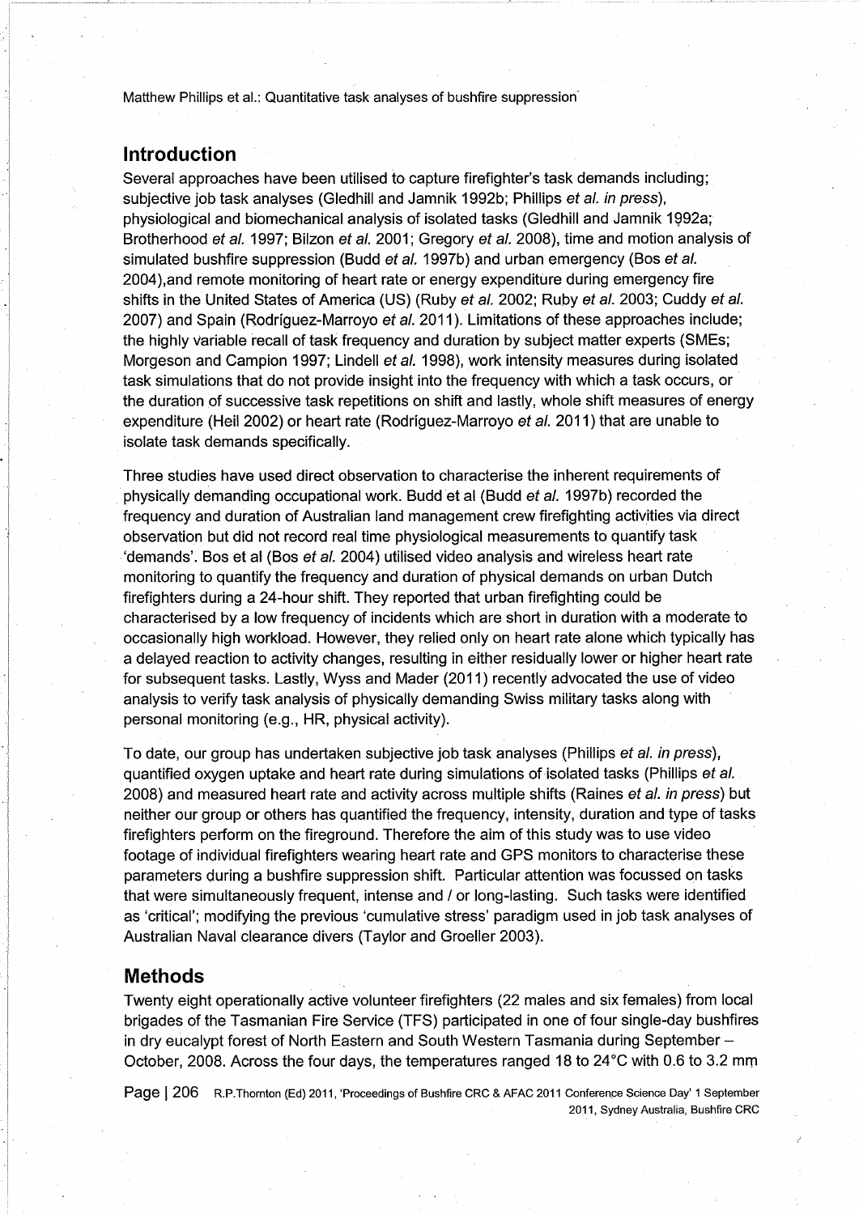## Introduction

Several approaches have been utilised to capture firefighter's task demands including; subjective job task analyses (Gledhill and Jamnik 1992b; Phillips *et al. in press*), physiological and biomechanical analysis of isolated tasks (Gledhill and Jamnik 1992a; Brotherhood *et al.* 1997; Bilzon *et al.* 2001; Gregory *et al.* 2008), time and motion analysis of simulated bushfire suppression (Budd *et al.* 1997b) and urban emergency (Bos *et al.* 2004),and remote monitoring of heart rate or energy expenditure during emergency fire shifts in the United States of America (US) (Ruby *et al.* 2002; Ruby *et al.* 2003; Cuddy *et al.* 2007) and Spain (Rodríguez-Marroyo *et al.* 2011). Limitations of these approaches include; the highly variable recall of task frequency and duration by subject matter experts (SMEs; Morgeson and Campion 1997; Lindell *et al.* 1998), work intensity measures during isolated task simulations that do not provide insight into the frequency with which a task occurs, or the duration of successive task repetitions on shift and lastly, whole shift measures of energy expenditure (Heil 2002) or heart rate (Rodríguez-Marroyo *et al.* 2011) that are unable to isolate task demands specifically.

Three studies have used direct observation to characterise the inherent requirements of physically demanding occupational work. Budd et al (Budd *et al.* 1997b) recorded the frequency and duration of Australian land management crew firefighting activities via direct observation but did not record real time physiological measurements to quantify task 'demands'. Bos et al (Bos *et al.* 2004) utilised video analysis and wireless heart rate monitoring to quantify the frequency and duration of physical demands on urban Dutch firefighters during a 24-hour shift. They reported that urban firefighting could be characterised by a low frequency of incidents which are short in duration with a moderate to occasionally high workload. However, they relied only on heart rate alone which typically has a delayed reaction to activity changes, resulting in either residually lower or higher heart rate for subsequent tasks. Lastly, Wyss and Mader (2011) recently advocated the use of video analysis to verify task analysis of physically demanding Swiss military tasks along with personal monitoring (e.g., HR, physical activity).

To date, our group has undertaken subjective job task analyses (Phillips *et al. in press*), quantified oxygen uptake and heart rate during simulations of isolated tasks (Phillips *et al.* 2008) and measured heart rate and activity across multiple shifts (Raines *et al. in press*) but neither our group or others has quantified the frequency, intensity, duration and type of tasks firefighters perform on the fireground. Therefore the aim of this study was to use video footage of individual firefighters wearing heart rate and GPS monitors to characterise these parameters during a bushfire suppression shift. Particular attention was focussed on tasks that were simultaneously frequent, intense and / or long-lasting. Such tasks were identified as 'critical'; modifying the previous 'cumulative stress' paradigm used in job task analyses of Australian Naval clearance divers (Taylor and Groeller 2003).

## Methods

Twenty eight operationally active volunteer firefighters (22 males and six females) from local brigades of the Tasmanian Fire Service (TFS) participated in one of four single-day bushfires in dry eucalypt forest of North Eastern and South Western Tasmania during September – October, 2008. Across the four days, the temperatures ranged 18 to 24°C with 0.6 to 3.2 mm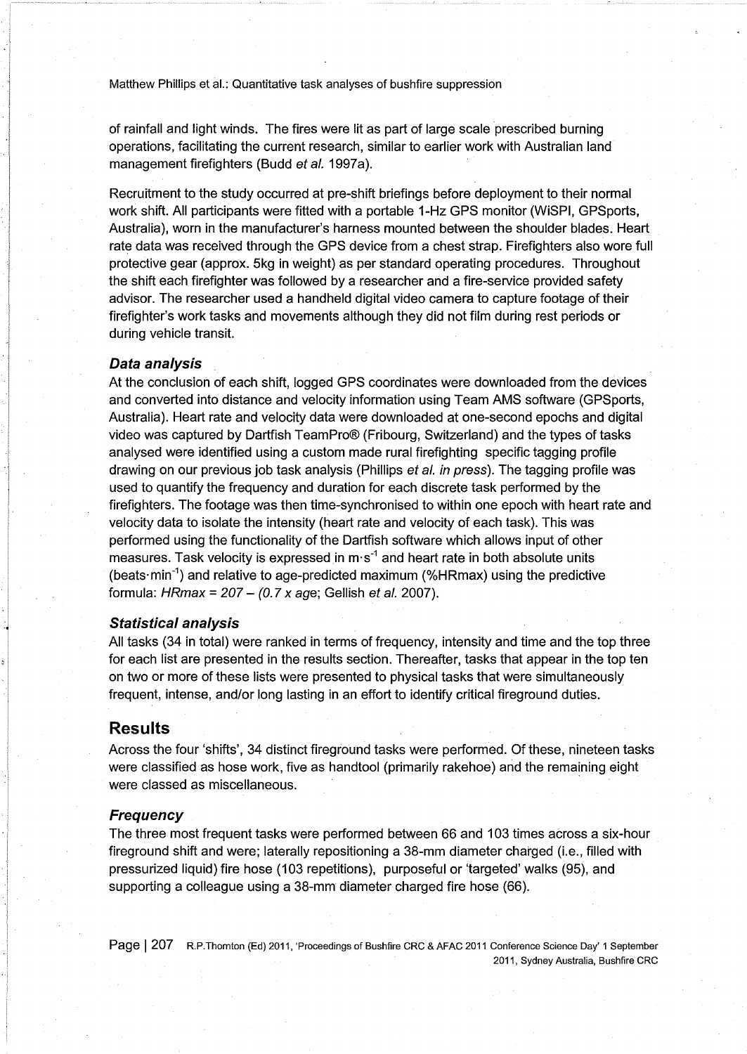of rainfall and light winds. The fires were lit as part of large scale prescribed burning operations, facilitating the current research, similar to earlier work with Australian land management firefighters (Budd *et al.* 1997a).

Recruitment to the study occurred at pre-shift briefings before deployment to their normal work shift. All participants were fitted with a portable 1-Hz GPS monitor (WiSPI, GPSports, Australia), worn in the manufacturer's harness mounted between the shoulder blades. Heart rate data was received through the GPS device from a chest strap. Firefighters also wore full protective gear (approx. 5kg in weight) as per standard operating procedures. Throughout the shift each firefighter was followed by a researcher and a fire-service provided safety advisor. The researcher used a handheld digital video camera to capture footage of their firefighter's work tasks and movements although they did not film during rest periods or during vehicle transit.

### Data analysis

At the conclusion of each shift, logged GPS coordinates were downloaded from the devices and converted into distance and velocity information using Team AMS software (GPSports, Australia). Heart rate and velocity data were downloaded at one-second epochs and digital video was captured by Dartfish TeamPro® (Fribourg, Switzerland) and the types of tasks analysed were identified using a custom made rural firefighting specific tagging profile drawing on our previous job task analysis (Phillips *et al. in press*). The tagging profile was used to quantify the frequency and duration for each discrete task performed by the firefighters. The footage was then time-synchronised to within one epoch with heart rate and velocity data to isolate the intensity (heart rate and velocity of each task). This was performed using the functionality of the Dartfish software which allows input of other measures. Task velocity is expressed in $m \cdot s^{-1}$ and heart rate in both absolute units ($beats \cdot min^{-1}$) and relative to age-predicted maximum (%HRmax) using the predictive formula: $HRmax = 207 - (0.7 \times age$; Gellish *et al.* 2007).

### Statistical analysis

All tasks (34 in total) were ranked in terms of frequency, intensity and time and the top three for each list are presented in the results section. Thereafter, tasks that appear in the top ten on two or more of these lists were presented to physical tasks that were simultaneously frequent, intense, and/or long lasting in an effort to identify critical fireground duties.

## Results

Across the four 'shifts', 34 distinct fireground tasks were performed. Of these, nineteen tasks were classified as hose work, five as handtool (primarily rakehoe) and the remaining eight were classed as miscellaneous.

### Frequency

The three most frequent tasks were performed between 66 and 103 times across a six-hour fireground shift and were; laterally repositioning a 38-mm diameter charged (i.e., filled with pressurized liquid) fire hose (103 repetitions), purposeful or 'targeted' walks (95), and supporting a colleague using a 38-mm diameter charged fire hose (66).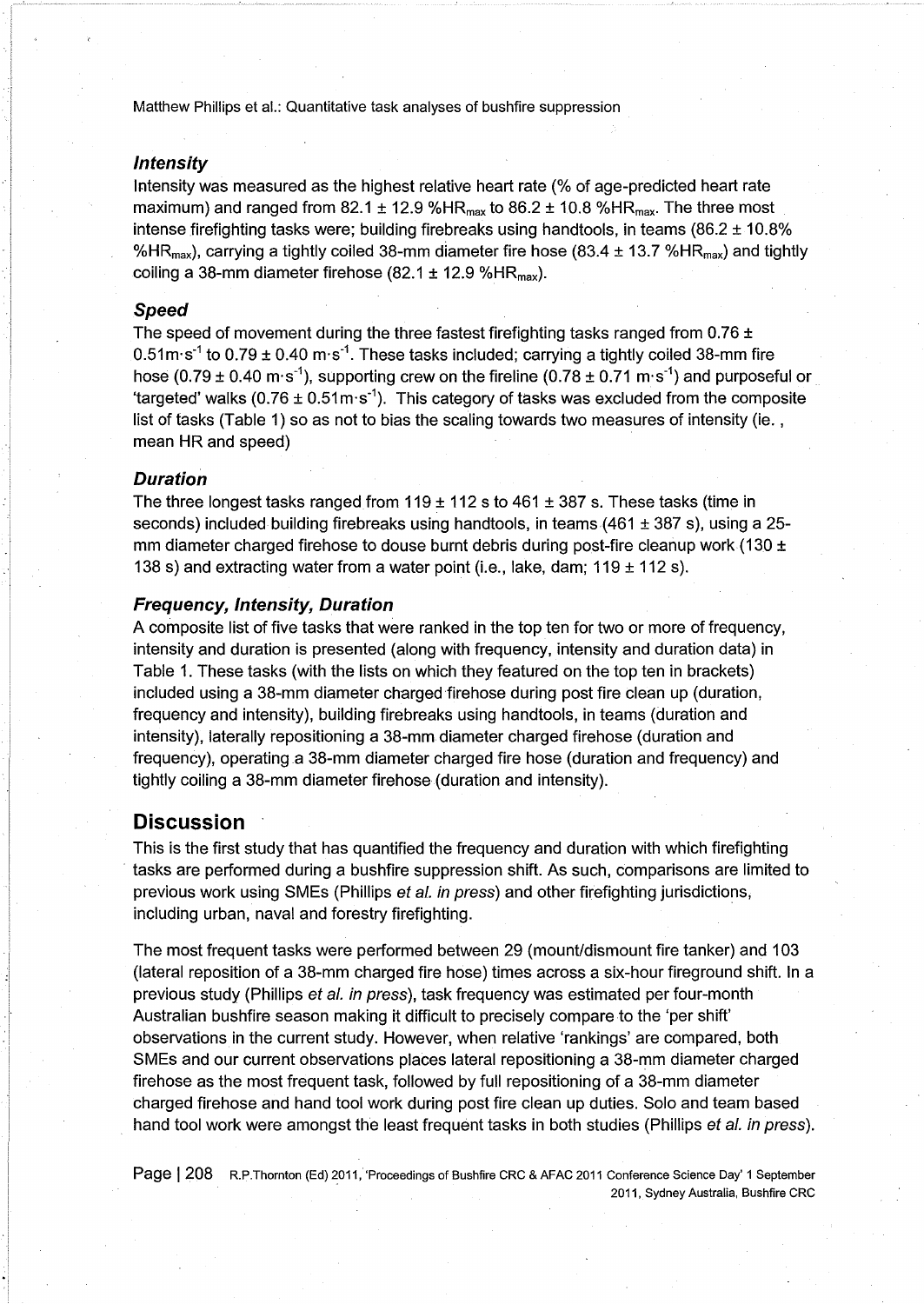### *Intensity*

Intensity was measured as the highest relative heart rate (% of age-predicted heart rate maximum) and ranged from 82.1 ± 12.9 $\%HR_{max}$ to 86.2 ± 10.8 $\%HR_{max}$. The three most intense firefighting tasks were; building firebreaks using handtools, in teams (86.2 ± 10.8% $\%HR_{max}$), carrying a tightly coiled 38-mm diameter fire hose (83.4 ± 13.7 $\%HR_{max}$) and tightly coiling a 38-mm diameter firehose (82.1 ± 12.9 $\%HR_{max}$).

### *Speed*

The speed of movement during the three fastest firefighting tasks ranged from 0.76 ± 0.51$m{\cdot}s^{-1}$ to 0.79 ± 0.40 $m{\cdot}s^{-1}$. These tasks included; carrying a tightly coiled 38-mm fire hose (0.79 ± 0.40 $m{\cdot}s^{-1}$), supporting crew on the fireline (0.78 ± 0.71 $m{\cdot}s^{-1}$) and purposeful or 'targeted' walks (0.76 ± 0.51$m{\cdot}s^{-1}$). This category of tasks was excluded from the composite list of tasks (Table 1) so as not to bias the scaling towards two measures of intensity (ie., mean HR and speed)

### *Duration*

The three longest tasks ranged from 119 ± 112 s to 461 ± 387 s. These tasks (time in seconds) included building firebreaks using handtools, in teams (461 ± 387 s), using a 25-mm diameter charged firehose to douse burnt debris during post-fire cleanup work (130 ± 138 s) and extracting water from a water point (i.e., lake, dam; 119 ± 112 s).

### *Frequency, Intensity, Duration*

A composite list of five tasks that were ranked in the top ten for two or more of frequency, intensity and duration is presented (along with frequency, intensity and duration data) in Table 1. These tasks (with the lists on which they featured on the top ten in brackets) included using a 38-mm diameter charged firehose during post fire clean up (duration, frequency and intensity), building firebreaks using handtools, in teams (duration and intensity), laterally repositioning a 38-mm diameter charged firehose (duration and frequency), operating a 38-mm diameter charged fire hose (duration and frequency) and tightly coiling a 38-mm diameter firehose (duration and intensity).

## Discussion

This is the first study that has quantified the frequency and duration with which firefighting tasks are performed during a bushfire suppression shift. As such, comparisons are limited to previous work using SMEs (Phillips *et al. in press*) and other firefighting jurisdictions, including urban, naval and forestry firefighting.

The most frequent tasks were performed between 29 (mount/dismount fire tanker) and 103 (lateral reposition of a 38-mm charged fire hose) times across a six-hour fireground shift. In a previous study (Phillips *et al. in press*), task frequency was estimated per four-month Australian bushfire season making it difficult to precisely compare to the 'per shift' observations in the current study. However, when relative 'rankings' are compared, both SMEs and our current observations places lateral repositioning a 38-mm diameter charged firehose as the most frequent task, followed by full repositioning of a 38-mm diameter charged firehose and hand tool work during post fire clean up duties. Solo and team based hand tool work were amongst the least frequent tasks in both studies (Phillips *et al. in press*).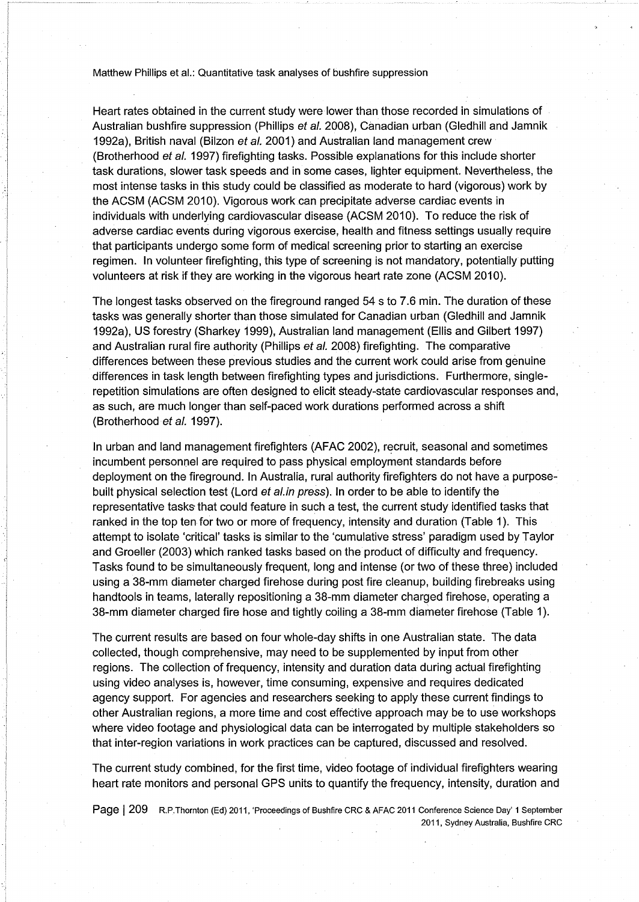Heart rates obtained in the current study were lower than those recorded in simulations of Australian bushfire suppression (Phillips *et al.* 2008), Canadian urban (Gledhill and Jamnik 1992a), British naval (Bilzon *et al.* 2001) and Australian land management crew (Brotherhood *et al.* 1997) firefighting tasks. Possible explanations for this include shorter task durations, slower task speeds and in some cases, lighter equipment. Nevertheless, the most intense tasks in this study could be classified as moderate to hard (vigorous) work by the ACSM (ACSM 2010). Vigorous work can precipitate adverse cardiac events in individuals with underlying cardiovascular disease (ACSM 2010). To reduce the risk of adverse cardiac events during vigorous exercise, health and fitness settings usually require that participants undergo some form of medical screening prior to starting an exercise regimen. In volunteer firefighting, this type of screening is not mandatory, potentially putting volunteers at risk if they are working in the vigorous heart rate zone (ACSM 2010).

The longest tasks observed on the fireground ranged 54 s to 7.6 min. The duration of these tasks was generally shorter than those simulated for Canadian urban (Gledhill and Jamnik 1992a), US forestry (Sharkey 1999), Australian land management (Ellis and Gilbert 1997) and Australian rural fire authority (Phillips *et al.* 2008) firefighting. The comparative differences between these previous studies and the current work could arise from genuine differences in task length between firefighting types and jurisdictions. Furthermore, single-repetition simulations are often designed to elicit steady-state cardiovascular responses and, as such, are much longer than self-paced work durations performed across a shift (Brotherhood *et al.* 1997).

In urban and land management firefighters (AFAC 2002), recruit, seasonal and sometimes incumbent personnel are required to pass physical employment standards before deployment on the fireground. In Australia, rural authority firefighters do not have a purpose-built physical selection test (Lord *et al.in press*). In order to be able to identify the representative tasks that could feature in such a test, the current study identified tasks that ranked in the top ten for two or more of frequency, intensity and duration (Table 1). This attempt to isolate 'critical' tasks is similar to the 'cumulative stress' paradigm used by Taylor and Groeller (2003) which ranked tasks based on the product of difficulty and frequency. Tasks found to be simultaneously frequent, long and intense (or two of these three) included using a 38-mm diameter charged firehose during post fire cleanup, building firebreaks using handtools in teams, laterally repositioning a 38-mm diameter charged firehose, operating a 38-mm diameter charged fire hose and tightly coiling a 38-mm diameter firehose (Table 1).

The current results are based on four whole-day shifts in one Australian state. The data collected, though comprehensive, may need to be supplemented by input from other regions. The collection of frequency, intensity and duration data during actual firefighting using video analyses is, however, time consuming, expensive and requires dedicated agency support. For agencies and researchers seeking to apply these current findings to other Australian regions, a more time and cost effective approach may be to use workshops where video footage and physiological data can be interrogated by multiple stakeholders so that inter-region variations in work practices can be captured, discussed and resolved.

The current study combined, for the first time, video footage of individual firefighters wearing heart rate monitors and personal GPS units to quantify the frequency, intensity, duration and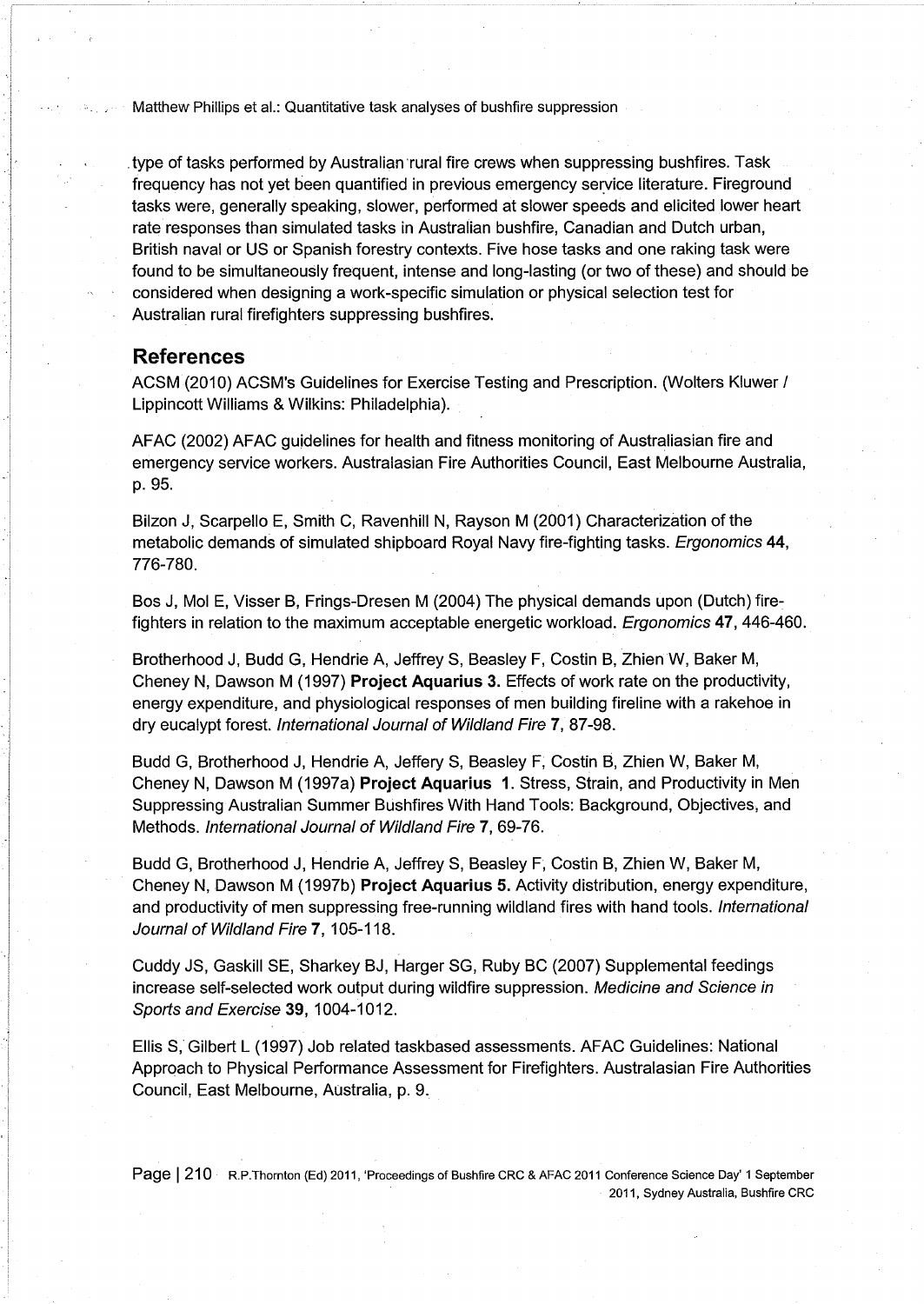type of tasks performed by Australian rural fire crews when suppressing bushfires. Task frequency has not yet been quantified in previous emergency service literature. Fireground tasks were, generally speaking, slower, performed at slower speeds and elicited lower heart rate responses than simulated tasks in Australian bushfire, Canadian and Dutch urban, British naval or US or Spanish forestry contexts. Five hose tasks and one raking task were found to be simultaneously frequent, intense and long-lasting (or two of these) and should be considered when designing a work-specific simulation or physical selection test for Australian rural firefighters suppressing bushfires.

## References

ACSM (2010) ACSM's Guidelines for Exercise Testing and Prescription. (Wolters Kluwer / Lippincott Williams & Wilkins: Philadelphia).

AFAC (2002) AFAC guidelines for health and fitness monitoring of Australiasian fire and emergency service workers. Australasian Fire Authorities Council, East Melbourne Australia, p. 95.

Bilzon J, Scarpello E, Smith C, Ravenhill N, Rayson M (2001) Characterization of the metabolic demands of simulated shipboard Royal Navy fire-fighting tasks. *Ergonomics* **44**, 776-780.

Bos J, Mol E, Visser B, Frings-Dresen M (2004) The physical demands upon (Dutch) fire-fighters in relation to the maximum acceptable energetic workload. *Ergonomics* **47**, 446-460.

Brotherhood J, Budd G, Hendrie A, Jeffrey S, Beasley F, Costin B, Zhien W, Baker M, Cheney N, Dawson M (1997) **Project Aquarius 3.** Effects of work rate on the productivity, energy expenditure, and physiological responses of men building fireline with a rakehoe in dry eucalypt forest. *International Journal of Wildland Fire* **7**, 87-98.

Budd G, Brotherhood J, Hendrie A, Jeffery S, Beasley F, Costin B, Zhien W, Baker M, Cheney N, Dawson M (1997a) **Project Aquarius 1.** Stress, Strain, and Productivity in Men Suppressing Australian Summer Bushfires With Hand Tools: Background, Objectives, and Methods. *International Journal of Wildland Fire* **7**, 69-76.

Budd G, Brotherhood J, Hendrie A, Jeffrey S, Beasley F, Costin B, Zhien W, Baker M, Cheney N, Dawson M (1997b) **Project Aquarius 5.** Activity distribution, energy expenditure, and productivity of men suppressing free-running wildland fires with hand tools. *International Journal of Wildland Fire* **7**, 105-118.

Cuddy JS, Gaskill SE, Sharkey BJ, Harger SG, Ruby BC (2007) Supplemental feedings increase self-selected work output during wildfire suppression. *Medicine and Science in Sports and Exercise* **39**, 1004-1012.

Ellis S, Gilbert L (1997) Job related taskbased assessments. AFAC Guidelines: National Approach to Physical Performance Assessment for Firefighters. Australasian Fire Authorities Council, East Melbourne, Australia, p. 9.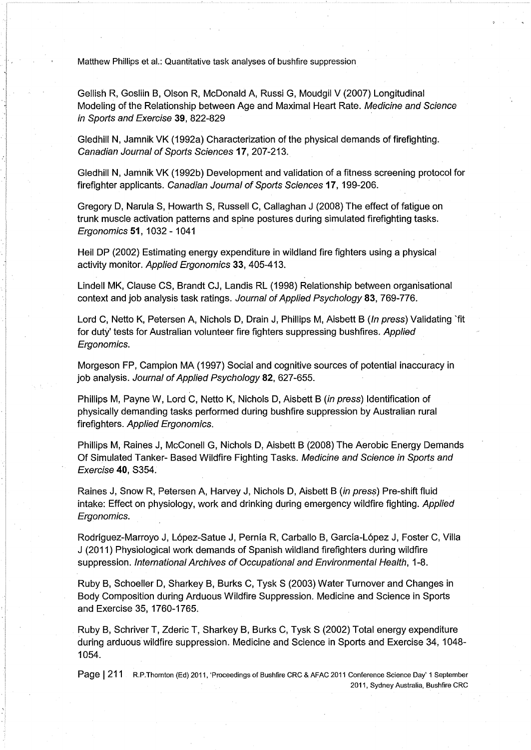Gellish R, Gosliin B, Olson R, McDonald A, Russi G, Moudgil V (2007) Longitudinal Modeling of the Relationship between Age and Maximal Heart Rate. *Medicine and Science in Sports and Exercise* **39**, 822-829

Gledhill N, Jamnik VK (1992a) Characterization of the physical demands of firefighting. *Canadian Journal of Sports Sciences* **17**, 207-213.

Gledhill N, Jamnik VK (1992b) Development and validation of a fitness screening protocol for firefighter applicants. *Canadian Journal of Sports Sciences* **17**, 199-206.

Gregory D, Narula S, Howarth S, Russell C, Callaghan J (2008) The effect of fatigue on trunk muscle activation patterns and spine postures during simulated firefighting tasks. *Ergonomics* **51**, 1032 - 1041

Heil DP (2002) Estimating energy expenditure in wildland fire fighters using a physical activity monitor. *Applied Ergonomics* **33**, 405-413.

Lindell MK, Clause CS, Brandt CJ, Landis RL (1998) Relationship between organisational context and job analysis task ratings. *Journal of Applied Psychology* **83**, 769-776.

Lord C, Netto K, Petersen A, Nichols D, Drain J, Phillips M, Aisbett B (*In press*) Validating 'fit for duty' tests for Australian volunteer fire fighters suppressing bushfires. *Applied Ergonomics*.

Morgeson FP, Campion MA (1997) Social and cognitive sources of potential inaccuracy in job analysis. *Journal of Applied Psychology* **82**, 627-655.

Phillips M, Payne W, Lord C, Netto K, Nichols D, Aisbett B (*in press*) Identification of physically demanding tasks performed during bushfire suppression by Australian rural firefighters. *Applied Ergonomics*.

Phillips M, Raines J, McConell G, Nichols D, Aisbett B (2008) The Aerobic Energy Demands Of Simulated Tanker- Based Wildfire Fighting Tasks. *Medicine and Science in Sports and Exercise* **40**, S354.

Raines J, Snow R, Petersen A, Harvey J, Nichols D, Aisbett B (*in press*) Pre-shift fluid intake: Effect on physiology, work and drinking during emergency wildfire fighting. *Applied Ergonomics*.

Rodríguez-Marroyo J, López-Satue J, Pernía R, Carballo B, García-López J, Foster C, Villa J (2011) Physiological work demands of Spanish wildland firefighters during wildfire suppression. *International Archives of Occupational and Environmental Health*, 1-8.

Ruby B, Schoeller D, Sharkey B, Burks C, Tysk S (2003) Water Turnover and Changes in Body Composition during Arduous Wildfire Suppression. Medicine and Science in Sports and Exercise 35, 1760-1765.

Ruby B, Schriver T, Zderic T, Sharkey B, Burks C, Tysk S (2002) Total energy expenditure during arduous wildfire suppression. Medicine and Science in Sports and Exercise 34, 1048-1054.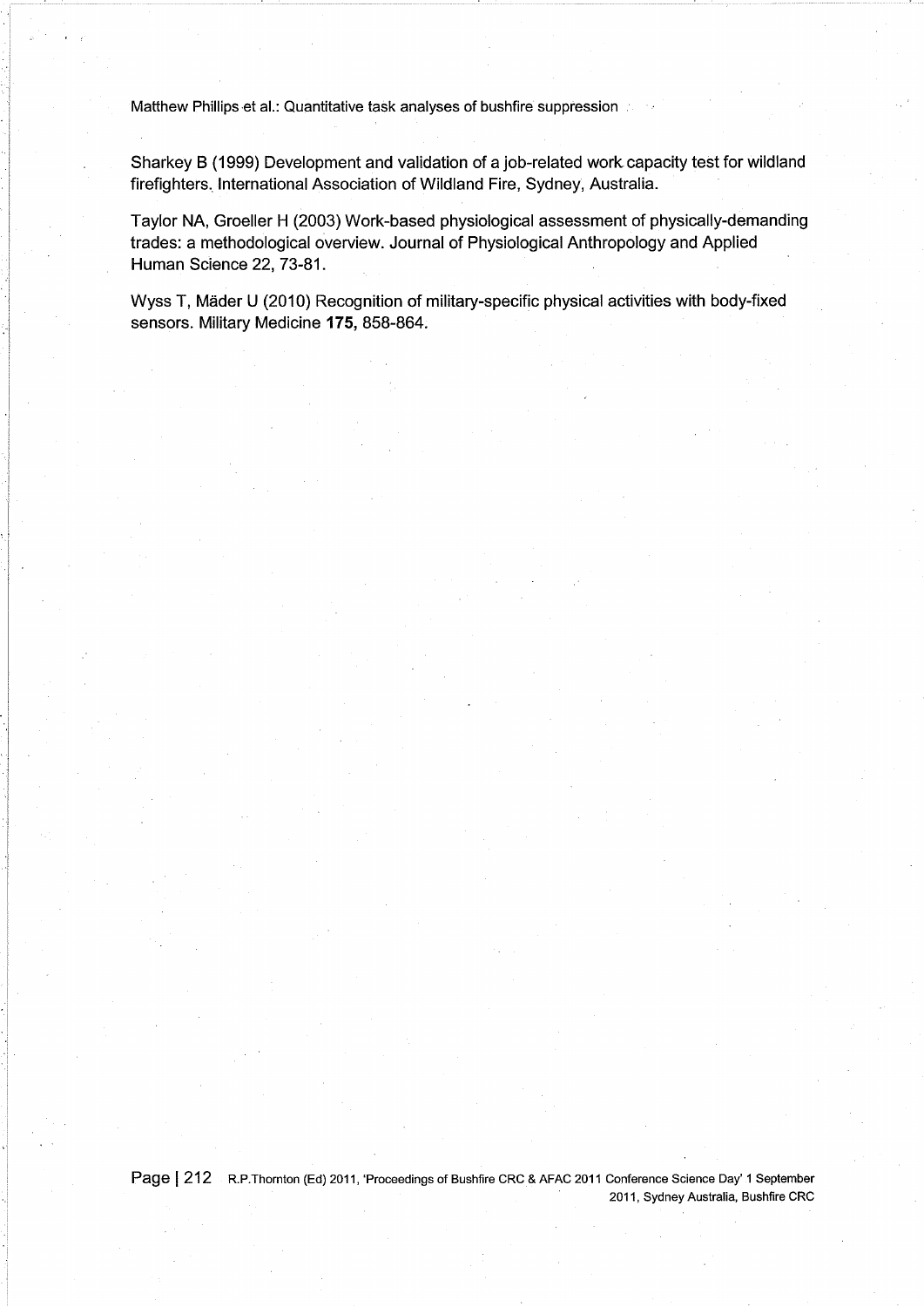Sharkey B (1999) Development and validation of a job-related work capacity test for wildland firefighters. International Association of Wildland Fire, Sydney, Australia.

Taylor NA, Groeller H (2003) Work-based physiological assessment of physically-demanding trades: a methodological overview. Journal of Physiological Anthropology and Applied Human Science 22, 73-81.

Wyss T, Mäder U (2010) Recognition of military-specific physical activities with body-fixed sensors. Military Medicine **175,** 858-864.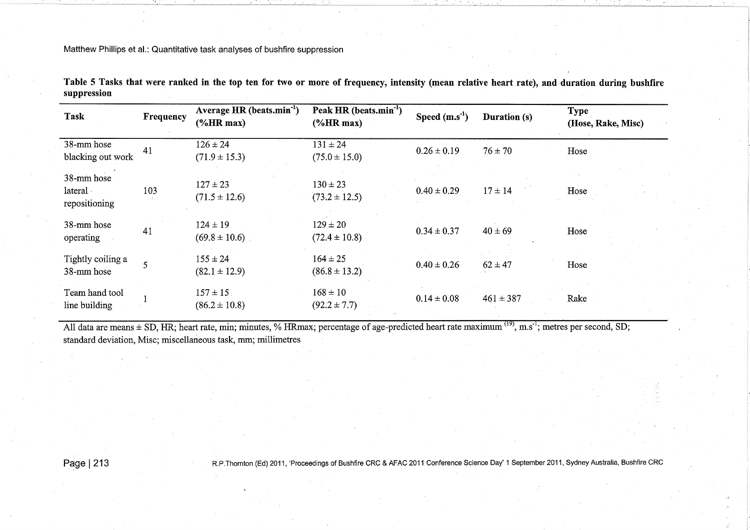**Table 5 Tasks that were ranked in the top ten for two or more of frequency, intensity (mean relative heart rate), and duration during bushfire suppression**

| Task | Frequency | Average HR (beats.min$^{-1}$) (%HR max) | Peak HR (beats.min$^{-1}$) (%HR max) | Speed (m.s$^{-1}$) | Duration (s) | Type (Hose, Rake, Misc) |
|---|---|---|---|---|---|---|
| 38-mm hose blacking out work | 41 | 126 ± 24 (71.9 ± 15.3) | 131 ± 24 (75.0 ± 15.0) | 0.26 ± 0.19 | 76 ± 70 | Hose |
| 38-mm hose lateral repositioning | 103 | 127 ± 23 (71.5 ± 12.6) | 130 ± 23 (73.2 ± 12.5) | 0.40 ± 0.29 | 17 ± 14 | Hose |
| 38-mm hose operating | 41 | 124 ± 19 (69.8 ± 10.6) | 129 ± 20 (72.4 ± 10.8) | 0.34 ± 0.37 | 40 ± 69 | Hose |
| Tightly coiling a 38-mm hose | 5 | 155 ± 24 (82.1 ± 12.9) | 164 ± 25 (86.8 ± 13.2) | 0.40 ± 0.26 | 62 ± 47 | Hose |
| Team hand tool line building | 1 | 157 ± 15 (86.2 ± 10.8) | 168 ± 10 (92.2 ± 7.7) | 0.14 ± 0.08 | 461 ± 387 | Rake |

All data are means ± SD, HR; heart rate, min; minutes, % HRmax; percentage of age-predicted heart rate maximum [19], m.s$^{-1}$; metres per second, SD; standard deviation, Misc; miscellaneous task, mm; millimetres